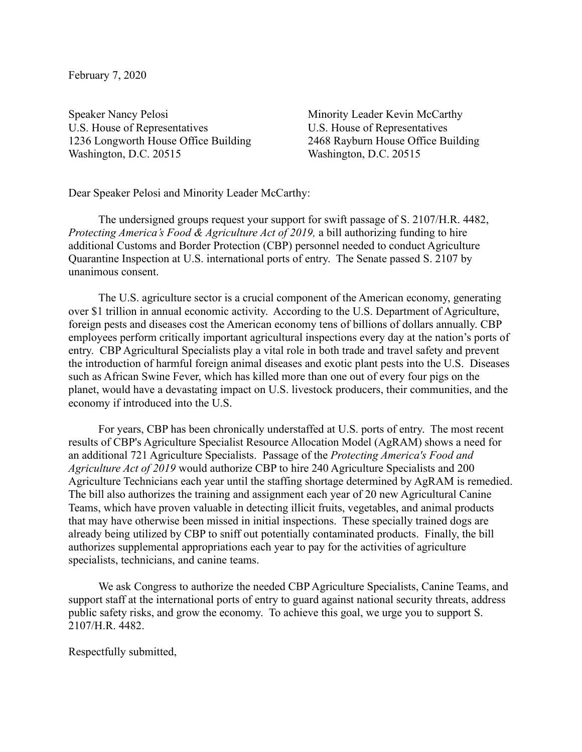February 7, 2020

Speaker Nancy Pelosi
U.S. House of Representatives
1236 Longworth House Office Building
Washington, D.C. 20515

Minority Leader Kevin McCarthy
U.S. House of Representatives
2468 Rayburn House Office Building
Washington, D.C. 20515

Dear Speaker Pelosi and Minority Leader McCarthy:

The undersigned groups request your support for swift passage of S. 2107/H.R. 4482, *Protecting America's Food & Agriculture Act of 2019,* a bill authorizing funding to hire additional Customs and Border Protection (CBP) personnel needed to conduct Agriculture Quarantine Inspection at U.S. international ports of entry. The Senate passed S. 2107 by unanimous consent.

The U.S. agriculture sector is a crucial component of the American economy, generating over $1 trillion in annual economic activity. According to the U.S. Department of Agriculture, foreign pests and diseases cost the American economy tens of billions of dollars annually. CBP employees perform critically important agricultural inspections every day at the nation's ports of entry. CBP Agricultural Specialists play a vital role in both trade and travel safety and prevent the introduction of harmful foreign animal diseases and exotic plant pests into the U.S. Diseases such as African Swine Fever, which has killed more than one out of every four pigs on the planet, would have a devastating impact on U.S. livestock producers, their communities, and the economy if introduced into the U.S.

For years, CBP has been chronically understaffed at U.S. ports of entry. The most recent results of CBP's Agriculture Specialist Resource Allocation Model (AgRAM) shows a need for an additional 721 Agriculture Specialists. Passage of the *Protecting America's Food and Agriculture Act of 2019* would authorize CBP to hire 240 Agriculture Specialists and 200 Agriculture Technicians each year until the staffing shortage determined by AgRAM is remedied. The bill also authorizes the training and assignment each year of 20 new Agricultural Canine Teams, which have proven valuable in detecting illicit fruits, vegetables, and animal products that may have otherwise been missed in initial inspections. These specially trained dogs are already being utilized by CBP to sniff out potentially contaminated products. Finally, the bill authorizes supplemental appropriations each year to pay for the activities of agriculture specialists, technicians, and canine teams.

We ask Congress to authorize the needed CBP Agriculture Specialists, Canine Teams, and support staff at the international ports of entry to guard against national security threats, address public safety risks, and grow the economy. To achieve this goal, we urge you to support S. 2107/H.R. 4482.

Respectfully submitted,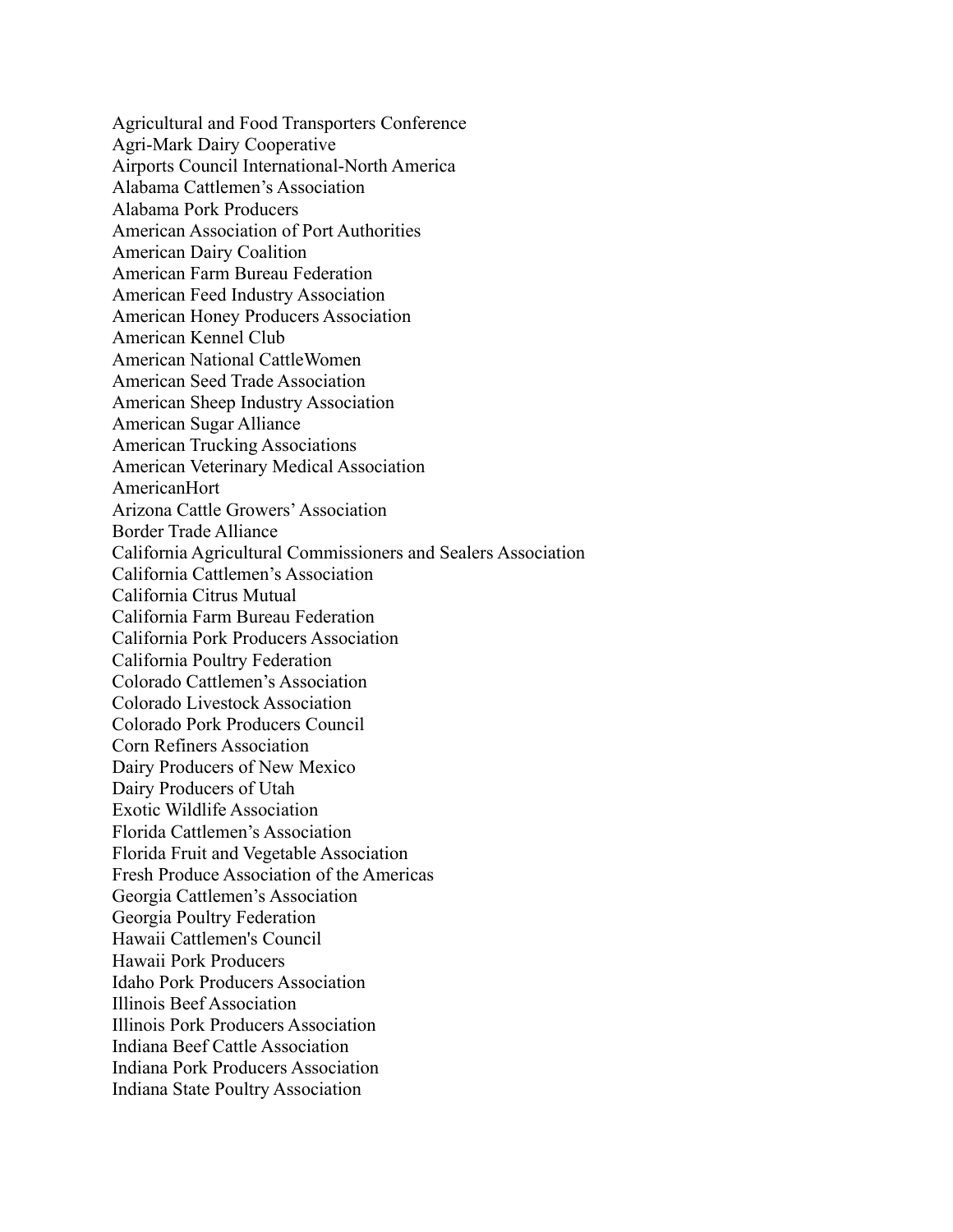Agricultural and Food Transporters Conference
Agri-Mark Dairy Cooperative
Airports Council International-North America
Alabama Cattlemen's Association
Alabama Pork Producers
American Association of Port Authorities
American Dairy Coalition
American Farm Bureau Federation
American Feed Industry Association
American Honey Producers Association
American Kennel Club
American National CattleWomen
American Seed Trade Association
American Sheep Industry Association
American Sugar Alliance
American Trucking Associations
American Veterinary Medical Association
AmericanHort
Arizona Cattle Growers' Association
Border Trade Alliance
California Agricultural Commissioners and Sealers Association
California Cattlemen's Association
California Citrus Mutual
California Farm Bureau Federation
California Pork Producers Association
California Poultry Federation
Colorado Cattlemen's Association
Colorado Livestock Association
Colorado Pork Producers Council
Corn Refiners Association
Dairy Producers of New Mexico
Dairy Producers of Utah
Exotic Wildlife Association
Florida Cattlemen's Association
Florida Fruit and Vegetable Association
Fresh Produce Association of the Americas
Georgia Cattlemen's Association
Georgia Poultry Federation
Hawaii Cattlemen's Council
Hawaii Pork Producers
Idaho Pork Producers Association
Illinois Beef Association
Illinois Pork Producers Association
Indiana Beef Cattle Association
Indiana Pork Producers Association
Indiana State Poultry Association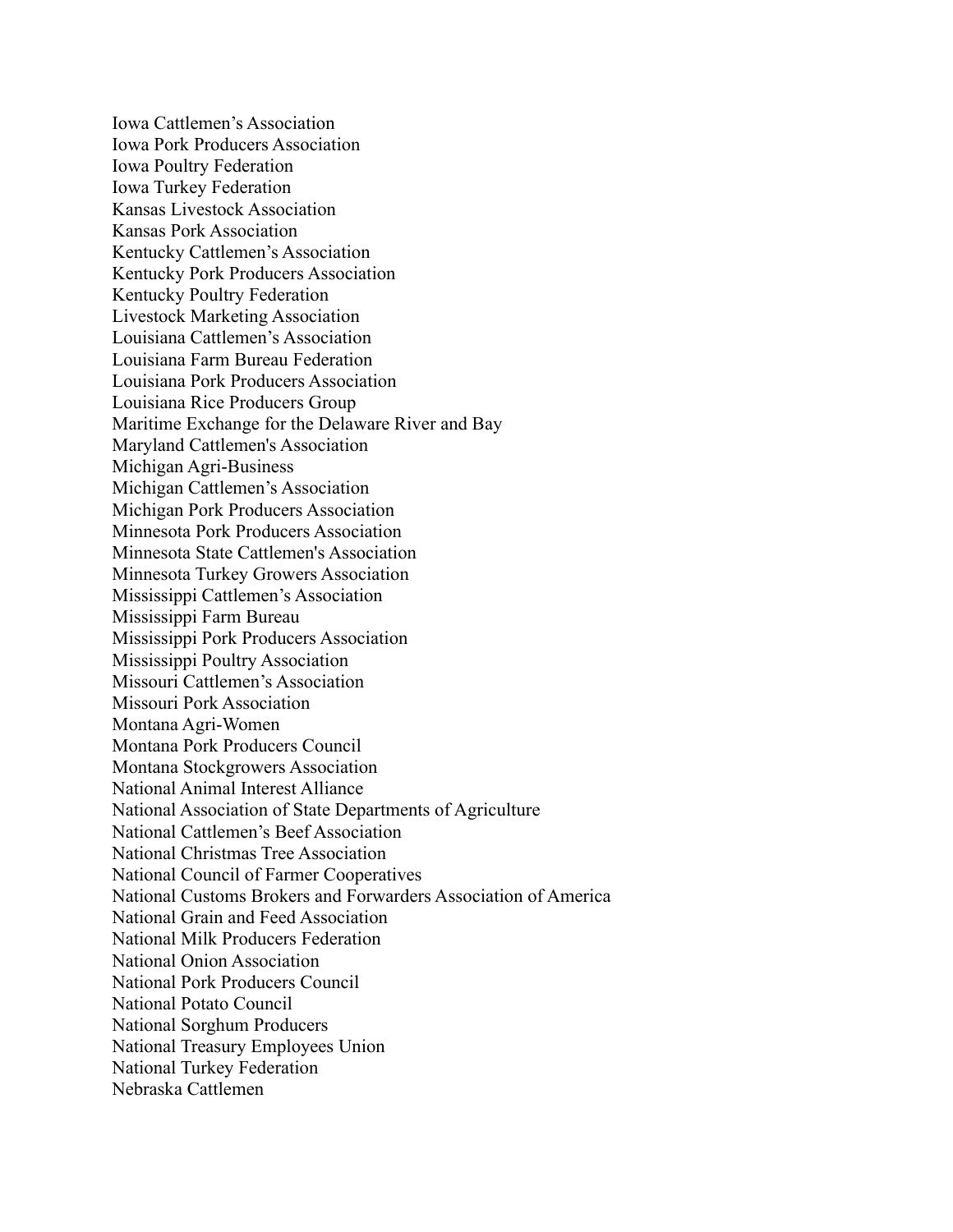Iowa Cattlemen’s Association
Iowa Pork Producers Association
Iowa Poultry Federation
Iowa Turkey Federation
Kansas Livestock Association
Kansas Pork Association
Kentucky Cattlemen’s Association
Kentucky Pork Producers Association
Kentucky Poultry Federation
Livestock Marketing Association
Louisiana Cattlemen’s Association
Louisiana Farm Bureau Federation
Louisiana Pork Producers Association
Louisiana Rice Producers Group
Maritime Exchange for the Delaware River and Bay
Maryland Cattlemen's Association
Michigan Agri-Business
Michigan Cattlemen’s Association
Michigan Pork Producers Association
Minnesota Pork Producers Association
Minnesota State Cattlemen's Association
Minnesota Turkey Growers Association
Mississippi Cattlemen’s Association
Mississippi Farm Bureau
Mississippi Pork Producers Association
Mississippi Poultry Association
Missouri Cattlemen’s Association
Missouri Pork Association
Montana Agri-Women
Montana Pork Producers Council
Montana Stockgrowers Association
National Animal Interest Alliance
National Association of State Departments of Agriculture
National Cattlemen’s Beef Association
National Christmas Tree Association
National Council of Farmer Cooperatives
National Customs Brokers and Forwarders Association of America
National Grain and Feed Association
National Milk Producers Federation
National Onion Association
National Pork Producers Council
National Potato Council
National Sorghum Producers
National Treasury Employees Union
National Turkey Federation
Nebraska Cattlemen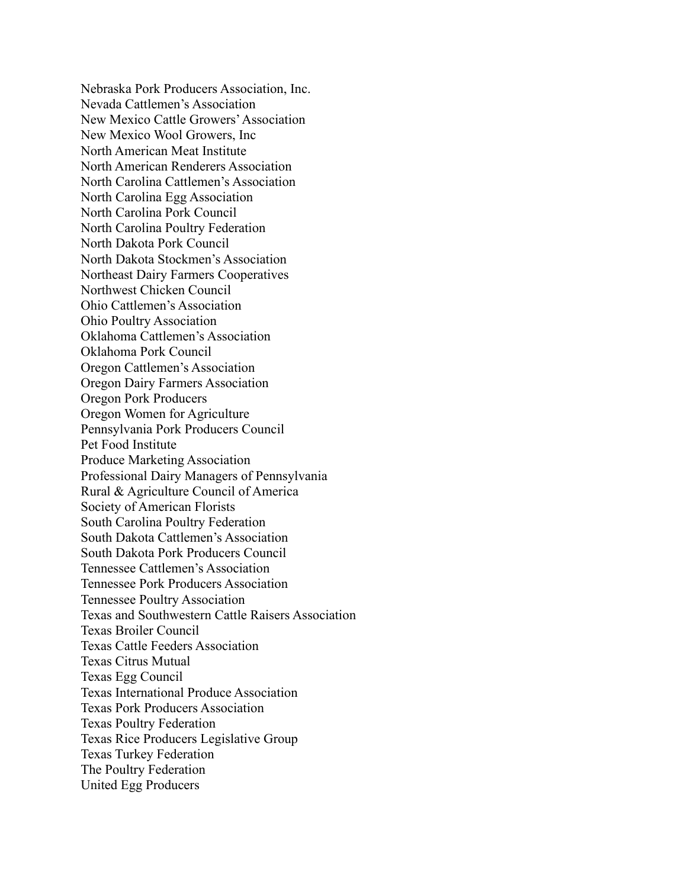Nebraska Pork Producers Association, Inc.
Nevada Cattlemen's Association
New Mexico Cattle Growers' Association
New Mexico Wool Growers, Inc
North American Meat Institute
North American Renderers Association
North Carolina Cattlemen's Association
North Carolina Egg Association
North Carolina Pork Council
North Carolina Poultry Federation
North Dakota Pork Council
North Dakota Stockmen's Association
Northeast Dairy Farmers Cooperatives
Northwest Chicken Council
Ohio Cattlemen's Association
Ohio Poultry Association
Oklahoma Cattlemen's Association
Oklahoma Pork Council
Oregon Cattlemen's Association
Oregon Dairy Farmers Association
Oregon Pork Producers
Oregon Women for Agriculture
Pennsylvania Pork Producers Council
Pet Food Institute
Produce Marketing Association
Professional Dairy Managers of Pennsylvania
Rural & Agriculture Council of America
Society of American Florists
South Carolina Poultry Federation
South Dakota Cattlemen's Association
South Dakota Pork Producers Council
Tennessee Cattlemen's Association
Tennessee Pork Producers Association
Tennessee Poultry Association
Texas and Southwestern Cattle Raisers Association
Texas Broiler Council
Texas Cattle Feeders Association
Texas Citrus Mutual
Texas Egg Council
Texas International Produce Association
Texas Pork Producers Association
Texas Poultry Federation
Texas Rice Producers Legislative Group
Texas Turkey Federation
The Poultry Federation
United Egg Producers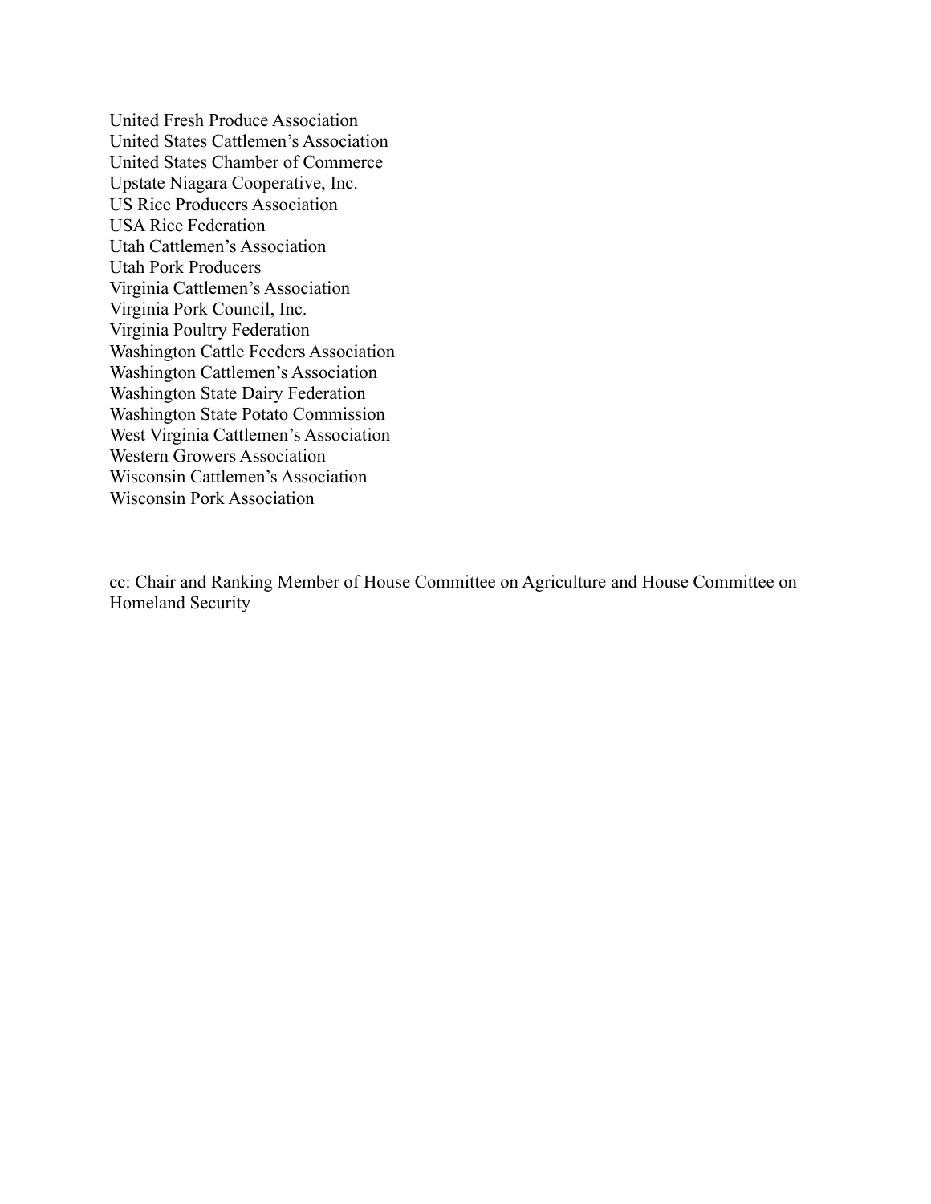United Fresh Produce Association
United States Cattlemen's Association
United States Chamber of Commerce
Upstate Niagara Cooperative, Inc.
US Rice Producers Association
USA Rice Federation
Utah Cattlemen's Association
Utah Pork Producers
Virginia Cattlemen's Association
Virginia Pork Council, Inc.
Virginia Poultry Federation
Washington Cattle Feeders Association
Washington Cattlemen's Association
Washington State Dairy Federation
Washington State Potato Commission
West Virginia Cattlemen's Association
Western Growers Association
Wisconsin Cattlemen's Association
Wisconsin Pork Association

cc: Chair and Ranking Member of House Committee on Agriculture and House Committee on Homeland Security